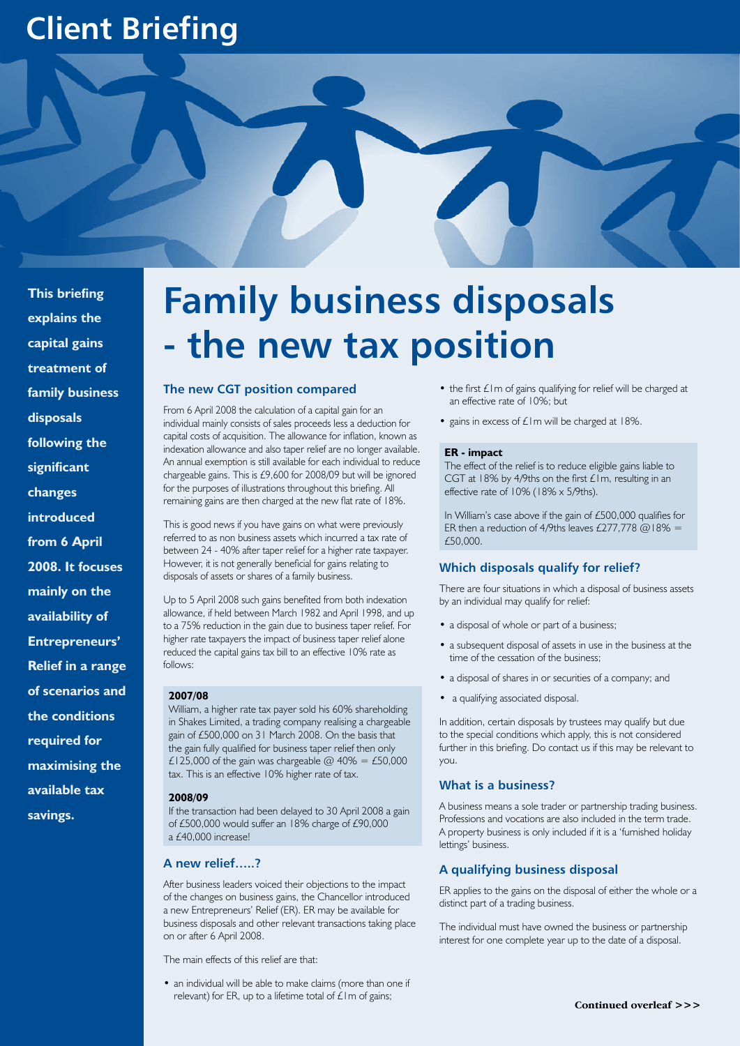# Client Briefing

**This briefing explains the capital gains treatment of family business disposals following the significant changes introduced from 6 April 2008. It focuses mainly on the availability of Entrepreneurs' Relief in a range of scenarios and the conditions required for maximising the available tax savings.**

# Family business disposals - the new tax position

## The new CGT position compared

From 6 April 2008 the calculation of a capital gain for an individual mainly consists of sales proceeds less a deduction for capital costs of acquisition. The allowance for inflation, known as indexation allowance and also taper relief are no longer available. An annual exemption is still available for each individual to reduce chargeable gains. This is £9,600 for 2008/09 but will be ignored for the purposes of illustrations throughout this briefing. All remaining gains are then charged at the new flat rate of 18%.

This is good news if you have gains on what were previously referred to as non business assets which incurred a tax rate of between 24 - 40% after taper relief for a higher rate taxpayer. However, it is not generally beneficial for gains relating to disposals of assets or shares of a family business.

Up to 5 April 2008 such gains benefited from both indexation allowance, if held between March 1982 and April 1998, and up to a 75% reduction in the gain due to business taper relief. For higher rate taxpayers the impact of business taper relief alone reduced the capital gains tax bill to an effective 10% rate as follows:

**2007/08**

William, a higher rate tax payer sold his 60% shareholding in Shakes Limited, a trading company realising a chargeable gain of £500,000 on 31 March 2008. On the basis that the gain fully qualified for business taper relief then only £125,000 of the gain was chargeable @ 40% = £50,000 tax. This is an effective 10% higher rate of tax.

**2008/09**

If the transaction had been delayed to 30 April 2008 a gain of £500,000 would suffer an 18% charge of £90,000 a £40,000 increase!

## A new relief.....?

After business leaders voiced their objections to the impact of the changes on business gains, the Chancellor introduced a new Entrepreneurs' Relief (ER). ER may be available for business disposals and other relevant transactions taking place on or after 6 April 2008.

The main effects of this relief are that:

- an individual will be able to make claims (more than one if relevant) for ER, up to a lifetime total of £1m of gains;
- the first £1m of gains qualifying for relief will be charged at an effective rate of 10%; but
- gains in excess of £1m will be charged at 18%.

**ER - impact**

The effect of the relief is to reduce eligible gains liable to CGT at 18% by 4/9ths on the first £1m, resulting in an effective rate of 10% (18% x 5/9ths).

In William's case above if the gain of £500,000 qualifies for ER then a reduction of 4/9ths leaves £277,778 @18% = £50,000.

## Which disposals qualify for relief?

There are four situations in which a disposal of business assets by an individual may qualify for relief:

- a disposal of whole or part of a business;
- a subsequent disposal of assets in use in the business at the time of the cessation of the business;
- a disposal of shares in or securities of a company; and
- a qualifying associated disposal.

In addition, certain disposals by trustees may qualify but due to the special conditions which apply, this is not considered further in this briefing. Do contact us if this may be relevant to you.

## What is a business?

A business means a sole trader or partnership trading business. Professions and vocations are also included in the term trade. A property business is only included if it is a 'furnished holiday lettings' business.

## A qualifying business disposal

ER applies to the gains on the disposal of either the whole or a distinct part of a trading business.

The individual must have owned the business or partnership interest for one complete year up to the date of a disposal.

**Continued overleaf >>>**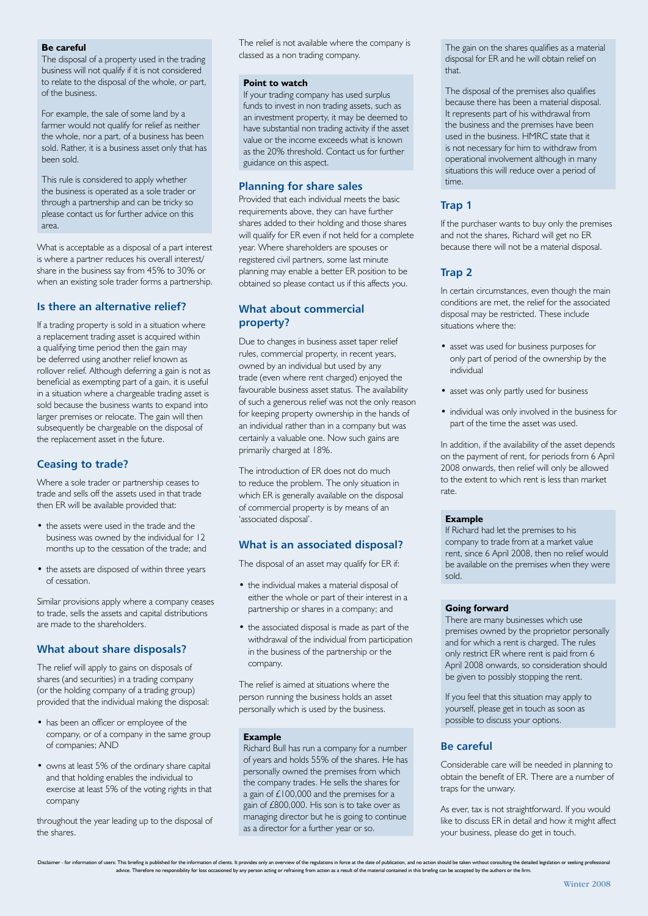**Be careful**

The disposal of a property used in the trading business will not qualify if it is not considered to relate to the disposal of the whole, or part, of the business.

For example, the sale of some land by a farmer would not qualify for relief as neither the whole, nor a part, of a business has been sold. Rather, it is a business asset only that has been sold.

This rule is considered to apply whether the business is operated as a sole trader or through a partnership and can be tricky so please contact us for further advice on this area.

What is acceptable as a disposal of a part interest is where a partner reduces his overall interest/share in the business say from 45% to 30% or when an existing sole trader forms a partnership.

## Is there an alternative relief?

If a trading property is sold in a situation where a replacement trading asset is acquired within a qualifying time period then the gain may be deferred using another relief known as rollover relief. Although deferring a gain is not as beneficial as exempting part of a gain, it is useful in a situation where a chargeable trading asset is sold because the business wants to expand into larger premises or relocate. The gain will then subsequently be chargeable on the disposal of the replacement asset in the future.

## Ceasing to trade?

Where a sole trader or partnership ceases to trade and sells off the assets used in that trade then ER will be available provided that:

- the assets were used in the trade and the business was owned by the individual for 12 months up to the cessation of the trade; and
- the assets are disposed of within three years of cessation.

Similar provisions apply where a company ceases to trade, sells the assets and capital distributions are made to the shareholders.

## What about share disposals?

The relief will apply to gains on disposals of shares (and securities) in a trading company (or the holding company of a trading group) provided that the individual making the disposal:

- has been an officer or employee of the company, or of a company in the same group of companies; AND
- owns at least 5% of the ordinary share capital and that holding enables the individual to exercise at least 5% of the voting rights in that company

throughout the year leading up to the disposal of the shares.

The relief is not available where the company is classed as a non trading company.

**Point to watch**

If your trading company has used surplus funds to invest in non trading assets, such as an investment property, it may be deemed to have substantial non trading activity if the asset value or the income exceeds what is known as the 20% threshold. Contact us for further guidance on this aspect.

## Planning for share sales

Provided that each individual meets the basic requirements above, they can have further shares added to their holding and those shares will qualify for ER even if not held for a complete year. Where shareholders are spouses or registered civil partners, some last minute planning may enable a better ER position to be obtained so please contact us if this affects you.

## What about commercial property?

Due to changes in business asset taper relief rules, commercial property, in recent years, owned by an individual but used by any trade (even where rent charged) enjoyed the favourable business asset status. The availability of such a generous relief was not the only reason for keeping property ownership in the hands of an individual rather than in a company but was certainly a valuable one. Now such gains are primarily charged at 18%.

The introduction of ER does not do much to reduce the problem. The only situation in which ER is generally available on the disposal of commercial property is by means of an 'associated disposal'.

## What is an associated disposal?

The disposal of an asset may qualify for ER if:

- the individual makes a material disposal of either the whole or part of their interest in a partnership or shares in a company; and
- the associated disposal is made as part of the withdrawal of the individual from participation in the business of the partnership or the company.

The relief is aimed at situations where the person running the business holds an asset personally which is used by the business.

**Example**

Richard Bull has run a company for a number of years and holds 55% of the shares. He has personally owned the premises from which the company trades. He sells the shares for a gain of £100,000 and the premises for a gain of £800,000. His son is to take over as managing director but he is going to continue as a director for a further year or so.

The gain on the shares qualifies as a material disposal for ER and he will obtain relief on that.

The disposal of the premises also qualifies because there has been a material disposal. It represents part of his withdrawal from the business and the premises have been used in the business. HMRC state that it is not necessary for him to withdraw from operational involvement although in many situations this will reduce over a period of time.

## Trap 1

If the purchaser wants to buy only the premises and not the shares, Richard will get no ER because there will not be a material disposal.

## Trap 2

In certain circumstances, even though the main conditions are met, the relief for the associated disposal may be restricted. These include situations where the:

- asset was used for business purposes for only part of period of the ownership by the individual
- asset was only partly used for business
- individual was only involved in the business for part of the time the asset was used.

In addition, if the availability of the asset depends on the payment of rent, for periods from 6 April 2008 onwards, then relief will only be allowed to the extent to which rent is less than market rate.

**Example**

If Richard had let the premises to his company to trade from at a market value rent, since 6 April 2008, then no relief would be available on the premises when they were sold.

**Going forward**

There are many businesses which use premises owned by the proprietor personally and for which a rent is charged. The rules only restrict ER where rent is paid from 6 April 2008 onwards, so consideration should be given to possibly stopping the rent.

If you feel that this situation may apply to yourself, please get in touch as soon as possible to discuss your options.

## Be careful

Considerable care will be needed in planning to obtain the benefit of ER. There are a number of traps for the unwary.

As ever, tax is not straightforward. If you would like to discuss ER in detail and how it might affect your business, please do get in touch.

Disclaimer - for information of users: This briefing is published for the information of clients. It provides only an overview of the regulations in force at the date of publication, and no action should be taken without consulting the detailed legislation or seeking professional advice. Therefore no responsibility for loss occasioned by any person acting or refraining from action as a result of the material contained in this briefing can be accepted by the authors or the firm.

Winter 2008